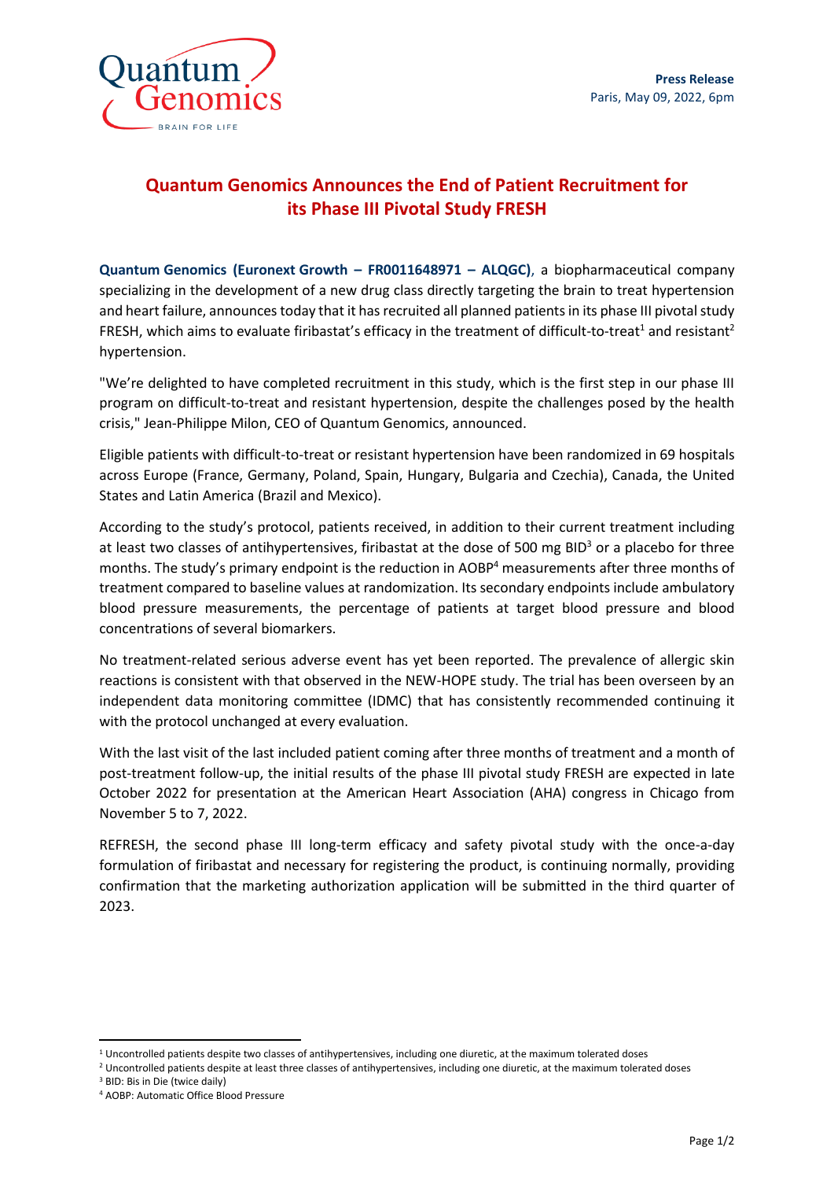**Press Release**
Paris, May 09, 2022, 6pm

# Quantum Genomics Announces the End of Patient Recruitment for its Phase III Pivotal Study FRESH

**Quantum Genomics (Euronext Growth – FR0011648971 – ALQGC)**, a biopharmaceutical company specializing in the development of a new drug class directly targeting the brain to treat hypertension and heart failure, announces today that it has recruited all planned patients in its phase III pivotal study FRESH, which aims to evaluate firibastat's efficacy in the treatment of difficult-to-treat[1] and resistant[2] hypertension.

"We're delighted to have completed recruitment in this study, which is the first step in our phase III program on difficult-to-treat and resistant hypertension, despite the challenges posed by the health crisis," Jean-Philippe Milon, CEO of Quantum Genomics, announced.

Eligible patients with difficult-to-treat or resistant hypertension have been randomized in 69 hospitals across Europe (France, Germany, Poland, Spain, Hungary, Bulgaria and Czechia), Canada, the United States and Latin America (Brazil and Mexico).

According to the study's protocol, patients received, in addition to their current treatment including at least two classes of antihypertensives, firibastat at the dose of 500 mg BID[3] or a placebo for three months. The study's primary endpoint is the reduction in AOBP[4] measurements after three months of treatment compared to baseline values at randomization. Its secondary endpoints include ambulatory blood pressure measurements, the percentage of patients at target blood pressure and blood concentrations of several biomarkers.

No treatment-related serious adverse event has yet been reported. The prevalence of allergic skin reactions is consistent with that observed in the NEW-HOPE study. The trial has been overseen by an independent data monitoring committee (IDMC) that has consistently recommended continuing it with the protocol unchanged at every evaluation.

With the last visit of the last included patient coming after three months of treatment and a month of post-treatment follow-up, the initial results of the phase III pivotal study FRESH are expected in late October 2022 for presentation at the American Heart Association (AHA) congress in Chicago from November 5 to 7, 2022.

REFRESH, the second phase III long-term efficacy and safety pivotal study with the once-a-day formulation of firibastat and necessary for registering the product, is continuing normally, providing confirmation that the marketing authorization application will be submitted in the third quarter of 2023.

---

[1] Uncontrolled patients despite two classes of antihypertensives, including one diuretic, at the maximum tolerated doses
[2] Uncontrolled patients despite at least three classes of antihypertensives, including one diuretic, at the maximum tolerated doses
[3] BID: Bis in Die (twice daily)
[4] AOBP: Automatic Office Blood Pressure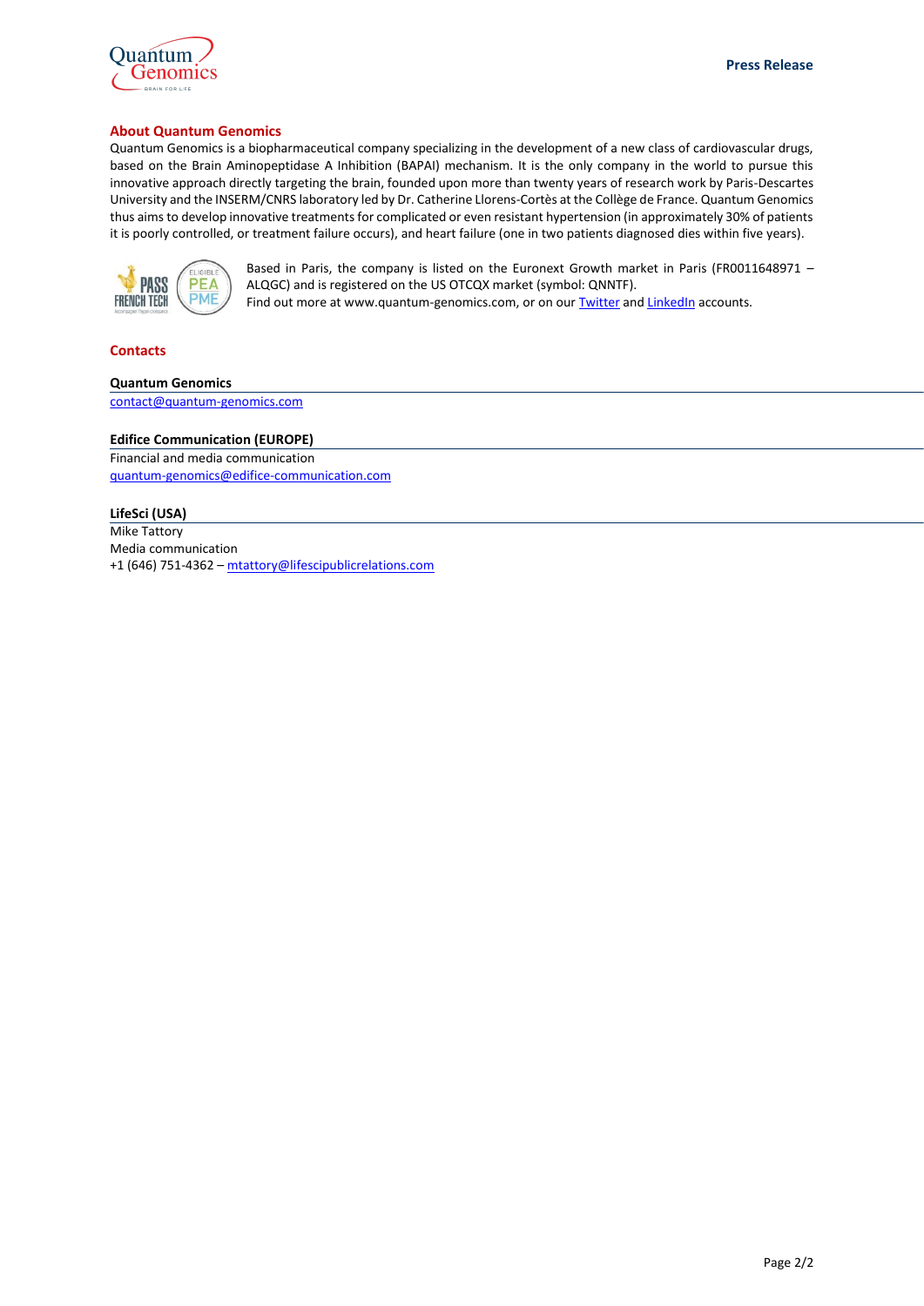## About Quantum Genomics

Quantum Genomics is a biopharmaceutical company specializing in the development of a new class of cardiovascular drugs, based on the Brain Aminopeptidase A Inhibition (BAPAI) mechanism. It is the only company in the world to pursue this innovative approach directly targeting the brain, founded upon more than twenty years of research work by Paris-Descartes University and the INSERM/CNRS laboratory led by Dr. Catherine Llorens-Cortès at the Collège de France. Quantum Genomics thus aims to develop innovative treatments for complicated or even resistant hypertension (in approximately 30% of patients it is poorly controlled, or treatment failure occurs), and heart failure (one in two patients diagnosed dies within five years).

Based in Paris, the company is listed on the Euronext Growth market in Paris (FR0011648971 – ALQGC) and is registered on the US OTCQX market (symbol: QNNTF).
Find out more at www.quantum-genomics.com, or on our Twitter and LinkedIn accounts.

## Contacts

**Quantum Genomics**
contact@quantum-genomics.com

**Edifice Communication (EUROPE)**
Financial and media communication
quantum-genomics@edifice-communication.com

**LifeSci (USA)**
Mike Tattory
Media communication
+1 (646) 751-4362 – mtattory@lifescipublicrelations.com